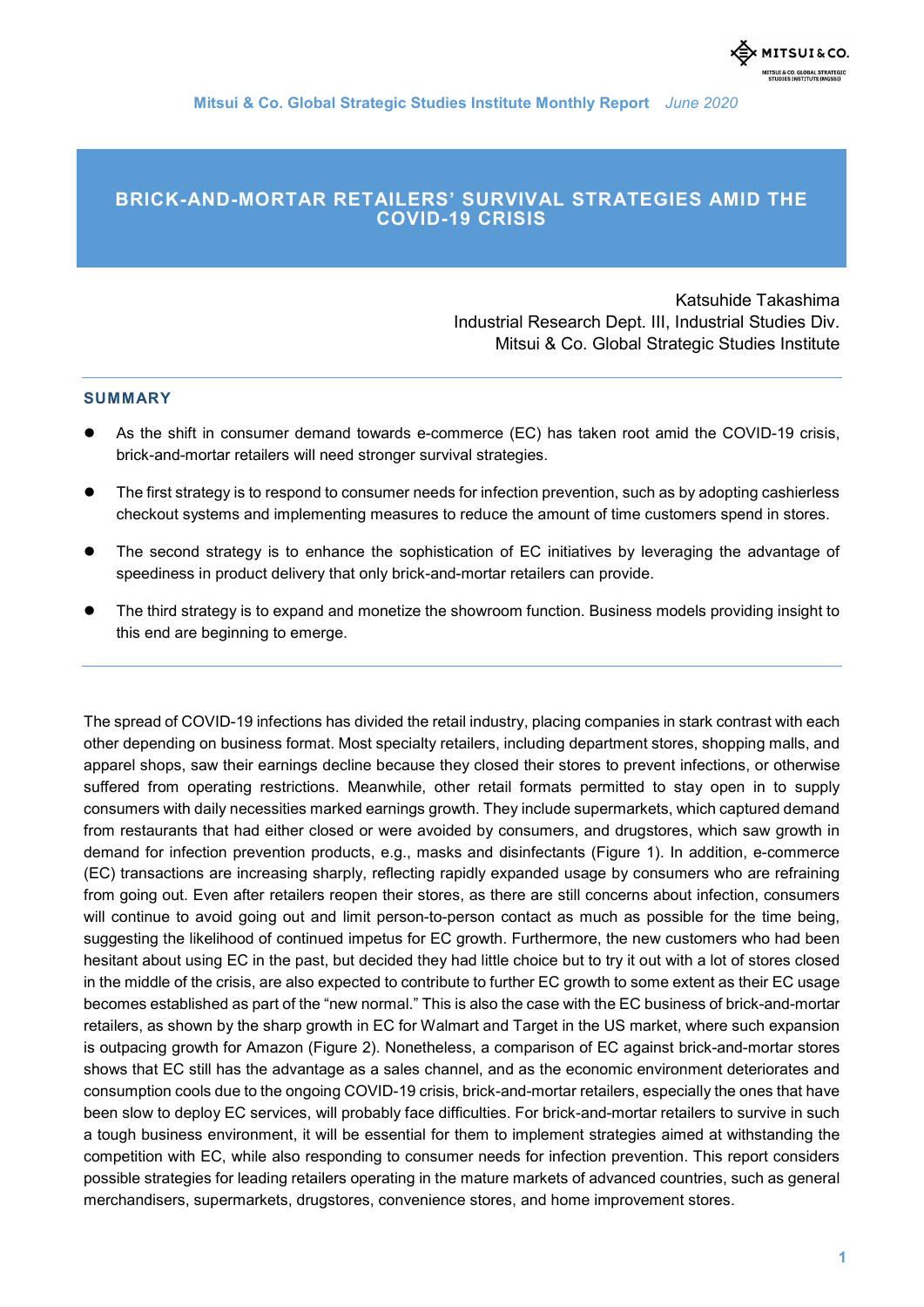Mitsui & Co. Global Strategic Studies Institute Monthly Report *June 2020*

# BRICK-AND-MORTAR RETAILERS' SURVIVAL STRATEGIES AMID THE COVID-19 CRISIS

Katsuhide Takashima
Industrial Research Dept. III, Industrial Studies Div.
Mitsui & Co. Global Strategic Studies Institute

## SUMMARY

- As the shift in consumer demand towards e-commerce (EC) has taken root amid the COVID-19 crisis, brick-and-mortar retailers will need stronger survival strategies.
- The first strategy is to respond to consumer needs for infection prevention, such as by adopting cashierless checkout systems and implementing measures to reduce the amount of time customers spend in stores.
- The second strategy is to enhance the sophistication of EC initiatives by leveraging the advantage of speediness in product delivery that only brick-and-mortar retailers can provide.
- The third strategy is to expand and monetize the showroom function. Business models providing insight to this end are beginning to emerge.

The spread of COVID-19 infections has divided the retail industry, placing companies in stark contrast with each other depending on business format. Most specialty retailers, including department stores, shopping malls, and apparel shops, saw their earnings decline because they closed their stores to prevent infections, or otherwise suffered from operating restrictions. Meanwhile, other retail formats permitted to stay open in to supply consumers with daily necessities marked earnings growth. They include supermarkets, which captured demand from restaurants that had either closed or were avoided by consumers, and drugstores, which saw growth in demand for infection prevention products, e.g., masks and disinfectants (Figure 1). In addition, e-commerce (EC) transactions are increasing sharply, reflecting rapidly expanded usage by consumers who are refraining from going out. Even after retailers reopen their stores, as there are still concerns about infection, consumers will continue to avoid going out and limit person-to-person contact as much as possible for the time being, suggesting the likelihood of continued impetus for EC growth. Furthermore, the new customers who had been hesitant about using EC in the past, but decided they had little choice but to try it out with a lot of stores closed in the middle of the crisis, are also expected to contribute to further EC growth to some extent as their EC usage becomes established as part of the "new normal." This is also the case with the EC business of brick-and-mortar retailers, as shown by the sharp growth in EC for Walmart and Target in the US market, where such expansion is outpacing growth for Amazon (Figure 2). Nonetheless, a comparison of EC against brick-and-mortar stores shows that EC still has the advantage as a sales channel, and as the economic environment deteriorates and consumption cools due to the ongoing COVID-19 crisis, brick-and-mortar retailers, especially the ones that have been slow to deploy EC services, will probably face difficulties. For brick-and-mortar retailers to survive in such a tough business environment, it will be essential for them to implement strategies aimed at withstanding the competition with EC, while also responding to consumer needs for infection prevention. This report considers possible strategies for leading retailers operating in the mature markets of advanced countries, such as general merchandisers, supermarkets, drugstores, convenience stores, and home improvement stores.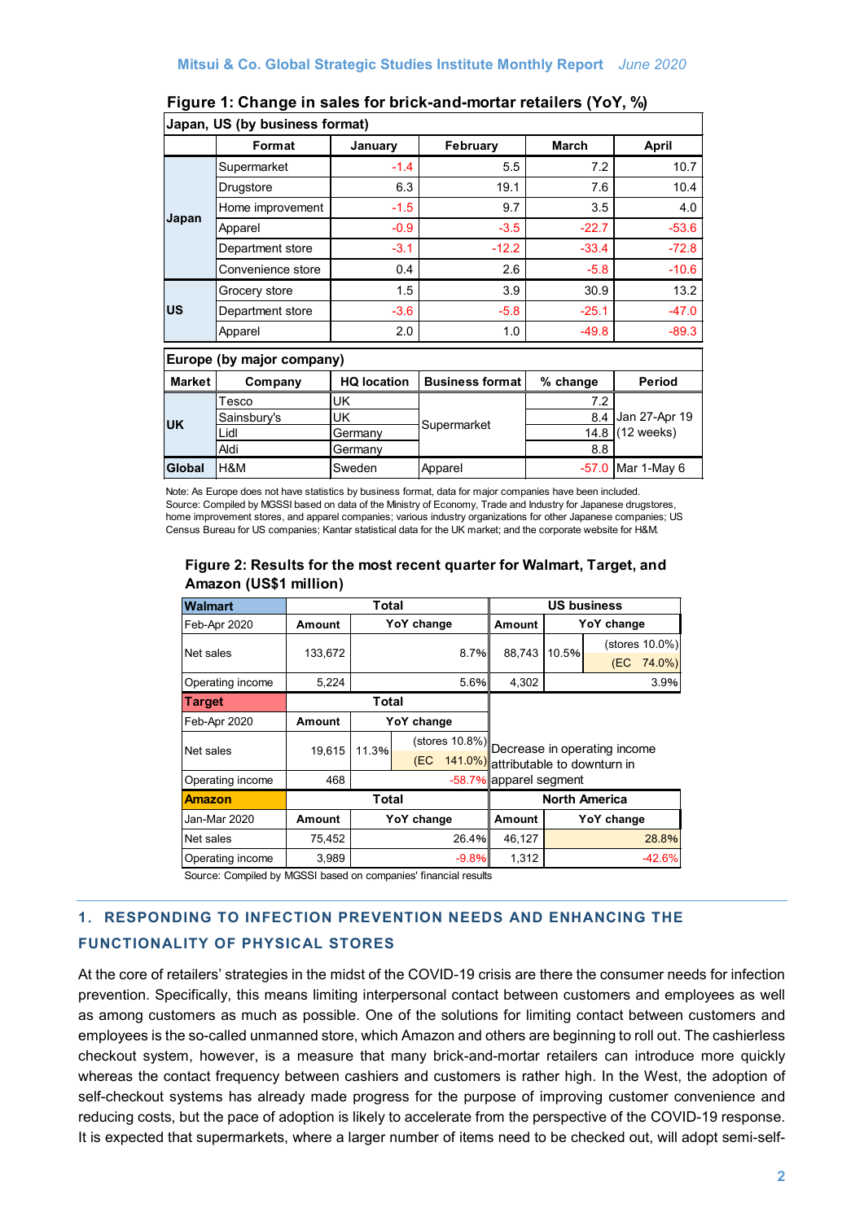**Figure 1: Change in sales for brick-and-mortar retailers (YoY, %)**

**Japan, US (by business format)**

| | Format | January | February | March | April |
|---|---|---|---|---|---|
| Japan | Supermarket | -1.4 | 5.5 | 7.2 | 10.7 |
| | Drugstore | 6.3 | 19.1 | 7.6 | 10.4 |
| | Home improvement | -1.5 | 9.7 | 3.5 | 4.0 |
| | Apparel | -0.9 | -3.5 | -22.7 | -53.6 |
| | Department store | -3.1 | -12.2 | -33.4 | -72.8 |
| | Convenience store | 0.4 | 2.6 | -5.8 | -10.6 |
| US | Grocery store | 1.5 | 3.9 | 30.9 | 13.2 |
| | Department store | -3.6 | -5.8 | -25.1 | -47.0 |
| | Apparel | 2.0 | 1.0 | -49.8 | -89.3 |

**Europe (by major company)**

| Market | Company | HQ location | Business format | % change | Period |
|---|---|---|---|---|---|
| UK | Tesco | UK | Supermarket | 7.2 | Jan 27-Apr 19 (12 weeks) |
| | Sainsbury's | UK | | 8.4 | |
| | Lidl | Germany | | 14.8 | |
| | Aldi | Germany | | 8.8 | |
| Global | H&M | Sweden | Apparel | -57.0 | Mar 1-May 6 |

Note: As Europe does not have statistics by business format, data for major companies have been included.
Source: Compiled by MGSSI based on data of the Ministry of Economy, Trade and Industry for Japanese drugstores, home improvement stores, and apparel companies; various industry organizations for other Japanese companies; US Census Bureau for US companies; Kantar statistical data for the UK market; and the corporate website for H&M.

**Figure 2: Results for the most recent quarter for Walmart, Target, and Amazon (US$1 million)**

| **Walmart** | Total | | | US business | | |
|---|---|---|---|---|---|---|
| Feb-Apr 2020 | Amount | YoY change | | Amount | YoY change | |
| Net sales | 133,672 | 8.7% | | 88,743 | 10.5% | (stores 10.0%) (EC 74.0%) |
| Operating income | 5,224 | 5.6% | | 4,302 | 3.9% | |
| **Target** | Total | | | | | |
| Feb-Apr 2020 | Amount | YoY change | | | | |
| Net sales | 19,615 | 11.3% | (stores 10.8%) (EC 141.0%) | Decrease in operating income attributable to downturn in apparel segment | | |
| Operating income | 468 | -58.7% | | | | |
| **Amazon** | Total | | | North America | | |
| Jan-Mar 2020 | Amount | YoY change | | Amount | YoY change | |
| Net sales | 75,452 | 26.4% | | 46,127 | 28.8% | |
| Operating income | 3,989 | -9.8% | | 1,312 | -42.6% | |

Source: Compiled by MGSSI based on companies' financial results

## 1. RESPONDING TO INFECTION PREVENTION NEEDS AND ENHANCING THE FUNCTIONALITY OF PHYSICAL STORES

At the core of retailers' strategies in the midst of the COVID-19 crisis are there the consumer needs for infection prevention. Specifically, this means limiting interpersonal contact between customers and employees as well as among customers as much as possible. One of the solutions for limiting contact between customers and employees is the so-called unmanned store, which Amazon and others are beginning to roll out. The cashierless checkout system, however, is a measure that many brick-and-mortar retailers can introduce more quickly whereas the contact frequency between cashiers and customers is rather high. In the West, the adoption of self-checkout systems has already made progress for the purpose of improving customer convenience and reducing costs, but the pace of adoption is likely to accelerate from the perspective of the COVID-19 response. It is expected that supermarkets, where a larger number of items need to be checked out, will adopt semi-self-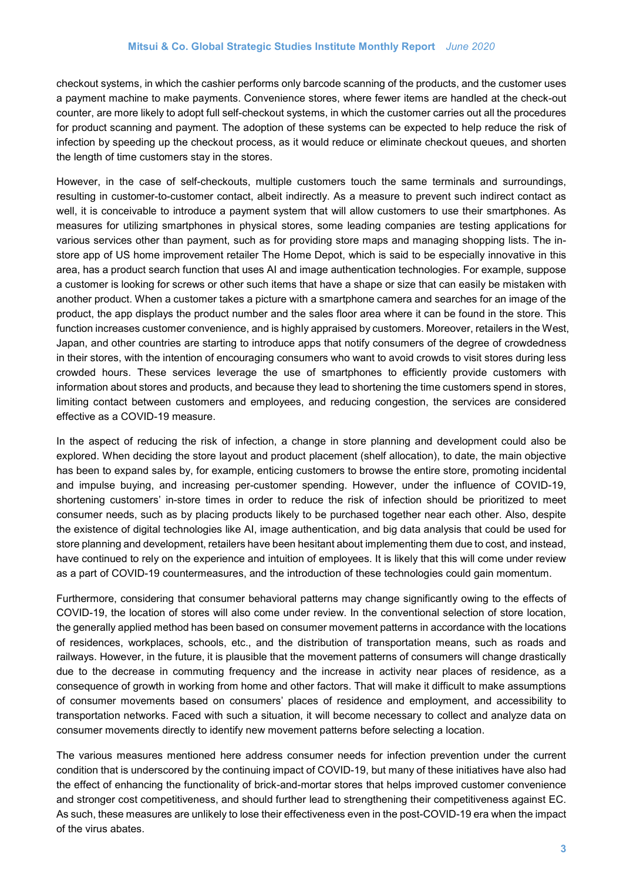checkout systems, in which the cashier performs only barcode scanning of the products, and the customer uses a payment machine to make payments. Convenience stores, where fewer items are handled at the check-out counter, are more likely to adopt full self-checkout systems, in which the customer carries out all the procedures for product scanning and payment. The adoption of these systems can be expected to help reduce the risk of infection by speeding up the checkout process, as it would reduce or eliminate checkout queues, and shorten the length of time customers stay in the stores.

However, in the case of self-checkouts, multiple customers touch the same terminals and surroundings, resulting in customer-to-customer contact, albeit indirectly. As a measure to prevent such indirect contact as well, it is conceivable to introduce a payment system that will allow customers to use their smartphones. As measures for utilizing smartphones in physical stores, some leading companies are testing applications for various services other than payment, such as for providing store maps and managing shopping lists. The in-store app of US home improvement retailer The Home Depot, which is said to be especially innovative in this area, has a product search function that uses AI and image authentication technologies. For example, suppose a customer is looking for screws or other such items that have a shape or size that can easily be mistaken with another product. When a customer takes a picture with a smartphone camera and searches for an image of the product, the app displays the product number and the sales floor area where it can be found in the store. This function increases customer convenience, and is highly appraised by customers. Moreover, retailers in the West, Japan, and other countries are starting to introduce apps that notify consumers of the degree of crowdedness in their stores, with the intention of encouraging consumers who want to avoid crowds to visit stores during less crowded hours. These services leverage the use of smartphones to efficiently provide customers with information about stores and products, and because they lead to shortening the time customers spend in stores, limiting contact between customers and employees, and reducing congestion, the services are considered effective as a COVID-19 measure.

In the aspect of reducing the risk of infection, a change in store planning and development could also be explored. When deciding the store layout and product placement (shelf allocation), to date, the main objective has been to expand sales by, for example, enticing customers to browse the entire store, promoting incidental and impulse buying, and increasing per-customer spending. However, under the influence of COVID-19, shortening customers' in-store times in order to reduce the risk of infection should be prioritized to meet consumer needs, such as by placing products likely to be purchased together near each other. Also, despite the existence of digital technologies like AI, image authentication, and big data analysis that could be used for store planning and development, retailers have been hesitant about implementing them due to cost, and instead, have continued to rely on the experience and intuition of employees. It is likely that this will come under review as a part of COVID-19 countermeasures, and the introduction of these technologies could gain momentum.

Furthermore, considering that consumer behavioral patterns may change significantly owing to the effects of COVID-19, the location of stores will also come under review. In the conventional selection of store location, the generally applied method has been based on consumer movement patterns in accordance with the locations of residences, workplaces, schools, etc., and the distribution of transportation means, such as roads and railways. However, in the future, it is plausible that the movement patterns of consumers will change drastically due to the decrease in commuting frequency and the increase in activity near places of residence, as a consequence of growth in working from home and other factors. That will make it difficult to make assumptions of consumer movements based on consumers' places of residence and employment, and accessibility to transportation networks. Faced with such a situation, it will become necessary to collect and analyze data on consumer movements directly to identify new movement patterns before selecting a location.

The various measures mentioned here address consumer needs for infection prevention under the current condition that is underscored by the continuing impact of COVID-19, but many of these initiatives have also had the effect of enhancing the functionality of brick-and-mortar stores that helps improved customer convenience and stronger cost competitiveness, and should further lead to strengthening their competitiveness against EC. As such, these measures are unlikely to lose their effectiveness even in the post-COVID-19 era when the impact of the virus abates.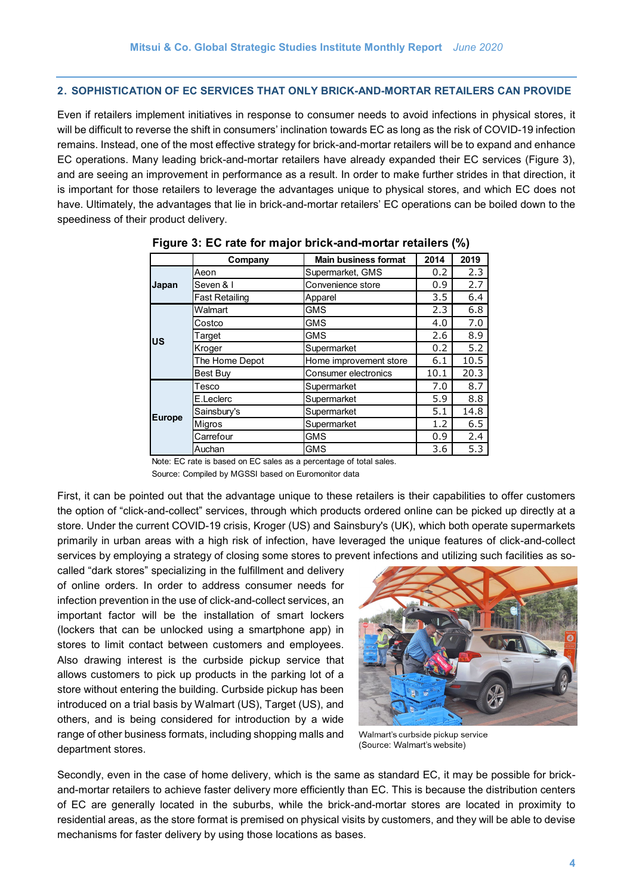## 2. SOPHISTICATION OF EC SERVICES THAT ONLY BRICK-AND-MORTAR RETAILERS CAN PROVIDE

Even if retailers implement initiatives in response to consumer needs to avoid infections in physical stores, it will be difficult to reverse the shift in consumers' inclination towards EC as long as the risk of COVID-19 infection remains. Instead, one of the most effective strategy for brick-and-mortar retailers will be to expand and enhance EC operations. Many leading brick-and-mortar retailers have already expanded their EC services (Figure 3), and are seeing an improvement in performance as a result. In order to make further strides in that direction, it is important for those retailers to leverage the advantages unique to physical stores, and which EC does not have. Ultimately, the advantages that lie in brick-and-mortar retailers' EC operations can be boiled down to the speediness of their product delivery.

**Figure 3: EC rate for major brick-and-mortar retailers (%)**

| | Company | Main business format | 2014 | 2019 |
|---|---|---|---|---|
| Japan | Aeon | Supermarket, GMS | 0.2 | 2.3 |
| | Seven & I | Convenience store | 0.9 | 2.7 |
| | Fast Retailing | Apparel | 3.5 | 6.4 |
| US | Walmart | GMS | 2.3 | 6.8 |
| | Costco | GMS | 4.0 | 7.0 |
| | Target | GMS | 2.6 | 8.9 |
| | Kroger | Supermarket | 0.2 | 5.2 |
| | The Home Depot | Home improvement store | 6.1 | 10.5 |
| | Best Buy | Consumer electronics | 10.1 | 20.3 |
| Europe | Tesco | Supermarket | 7.0 | 8.7 |
| | E.Leclerc | Supermarket | 5.9 | 8.8 |
| | Sainsbury's | Supermarket | 5.1 | 14.8 |
| | Migros | Supermarket | 1.2 | 6.5 |
| | Carrefour | GMS | 0.9 | 2.4 |
| | Auchan | GMS | 3.6 | 5.3 |

Note: EC rate is based on EC sales as a percentage of total sales.
Source: Compiled by MGSSI based on Euromonitor data

First, it can be pointed out that the advantage unique to these retailers is their capabilities to offer customers the option of "click-and-collect" services, through which products ordered online can be picked up directly at a store. Under the current COVID-19 crisis, Kroger (US) and Sainsbury's (UK), which both operate supermarkets primarily in urban areas with a high risk of infection, have leveraged the unique features of click-and-collect services by employing a strategy of closing some stores to prevent infections and utilizing such facilities as so-called "dark stores" specializing in the fulfillment and delivery of online orders. In order to address consumer needs for infection prevention in the use of click-and-collect services, an important factor will be the installation of smart lockers (lockers that can be unlocked using a smartphone app) in stores to limit contact between customers and employees. Also drawing interest is the curbside pickup service that allows customers to pick up products in the parking lot of a store without entering the building. Curbside pickup has been introduced on a trial basis by Walmart (US), Target (US), and others, and is being considered for introduction by a wide range of other business formats, including shopping malls and department stores.

Walmart's curbside pickup service
(Source: Walmart's website)

Secondly, even in the case of home delivery, which is the same as standard EC, it may be possible for brick-and-mortar retailers to achieve faster delivery more efficiently than EC. This is because the distribution centers of EC are generally located in the suburbs, while the brick-and-mortar stores are located in proximity to residential areas, as the store format is premised on physical visits by customers, and they will be able to devise mechanisms for faster delivery by using those locations as bases.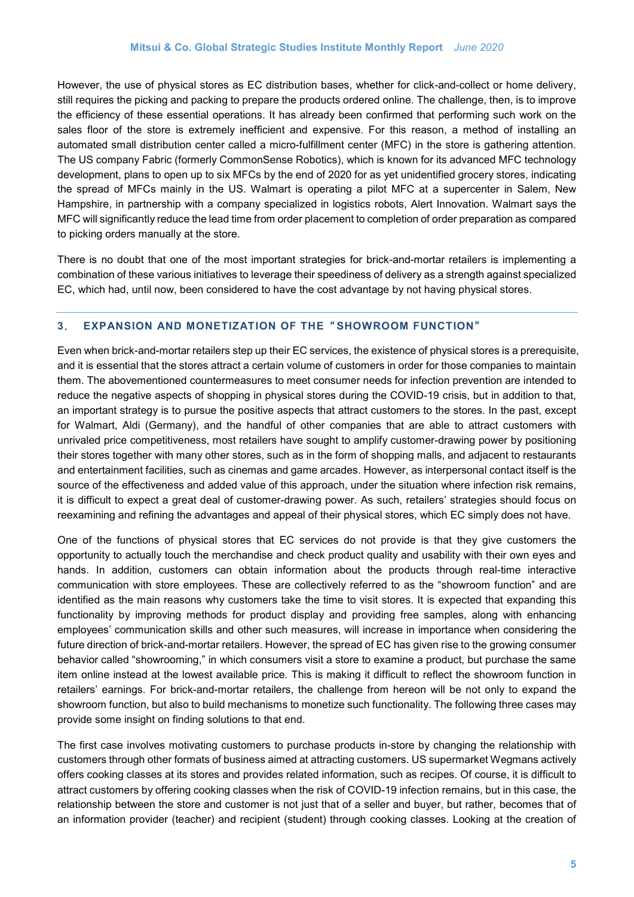However, the use of physical stores as EC distribution bases, whether for click-and-collect or home delivery, still requires the picking and packing to prepare the products ordered online. The challenge, then, is to improve the efficiency of these essential operations. It has already been confirmed that performing such work on the sales floor of the store is extremely inefficient and expensive. For this reason, a method of installing an automated small distribution center called a micro-fulfillment center (MFC) in the store is gathering attention. The US company Fabric (formerly CommonSense Robotics), which is known for its advanced MFC technology development, plans to open up to six MFCs by the end of 2020 for as yet unidentified grocery stores, indicating the spread of MFCs mainly in the US. Walmart is operating a pilot MFC at a supercenter in Salem, New Hampshire, in partnership with a company specialized in logistics robots, Alert Innovation. Walmart says the MFC will significantly reduce the lead time from order placement to completion of order preparation as compared to picking orders manually at the store.

There is no doubt that one of the most important strategies for brick-and-mortar retailers is implementing a combination of these various initiatives to leverage their speediness of delivery as a strength against specialized EC, which had, until now, been considered to have the cost advantage by not having physical stores.

## 3. EXPANSION AND MONETIZATION OF THE "SHOWROOM FUNCTION"

Even when brick-and-mortar retailers step up their EC services, the existence of physical stores is a prerequisite, and it is essential that the stores attract a certain volume of customers in order for those companies to maintain them. The abovementioned countermeasures to meet consumer needs for infection prevention are intended to reduce the negative aspects of shopping in physical stores during the COVID-19 crisis, but in addition to that, an important strategy is to pursue the positive aspects that attract customers to the stores. In the past, except for Walmart, Aldi (Germany), and the handful of other companies that are able to attract customers with unrivaled price competitiveness, most retailers have sought to amplify customer-drawing power by positioning their stores together with many other stores, such as in the form of shopping malls, and adjacent to restaurants and entertainment facilities, such as cinemas and game arcades. However, as interpersonal contact itself is the source of the effectiveness and added value of this approach, under the situation where infection risk remains, it is difficult to expect a great deal of customer-drawing power. As such, retailers' strategies should focus on reexamining and refining the advantages and appeal of their physical stores, which EC simply does not have.

One of the functions of physical stores that EC services do not provide is that they give customers the opportunity to actually touch the merchandise and check product quality and usability with their own eyes and hands. In addition, customers can obtain information about the products through real-time interactive communication with store employees. These are collectively referred to as the "showroom function" and are identified as the main reasons why customers take the time to visit stores. It is expected that expanding this functionality by improving methods for product display and providing free samples, along with enhancing employees' communication skills and other such measures, will increase in importance when considering the future direction of brick-and-mortar retailers. However, the spread of EC has given rise to the growing consumer behavior called "showrooming," in which consumers visit a store to examine a product, but purchase the same item online instead at the lowest available price. This is making it difficult to reflect the showroom function in retailers' earnings. For brick-and-mortar retailers, the challenge from hereon will be not only to expand the showroom function, but also to build mechanisms to monetize such functionality. The following three cases may provide some insight on finding solutions to that end.

The first case involves motivating customers to purchase products in-store by changing the relationship with customers through other formats of business aimed at attracting customers. US supermarket Wegmans actively offers cooking classes at its stores and provides related information, such as recipes. Of course, it is difficult to attract customers by offering cooking classes when the risk of COVID-19 infection remains, but in this case, the relationship between the store and customer is not just that of a seller and buyer, but rather, becomes that of an information provider (teacher) and recipient (student) through cooking classes. Looking at the creation of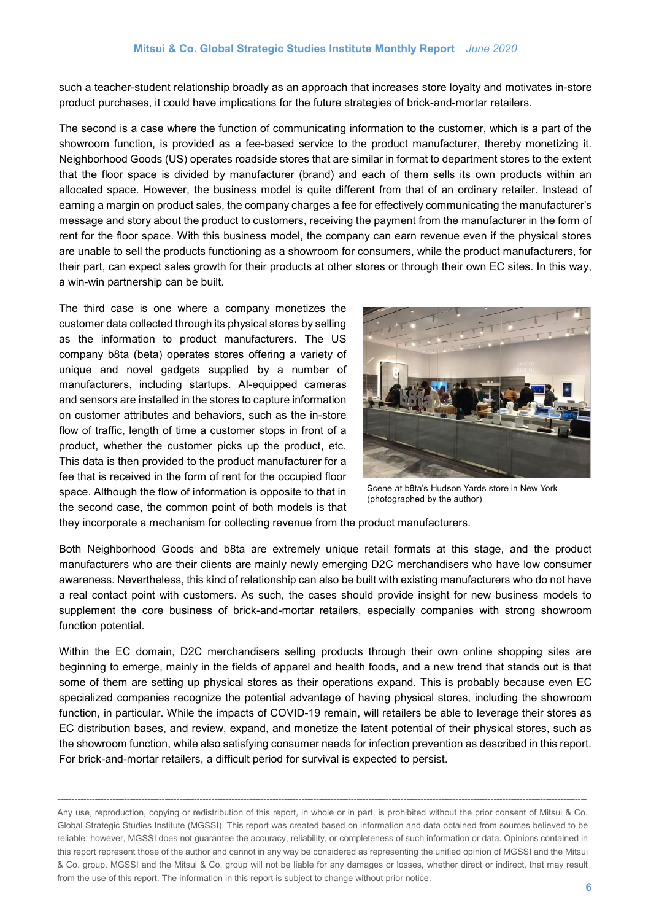such a teacher-student relationship broadly as an approach that increases store loyalty and motivates in-store product purchases, it could have implications for the future strategies of brick-and-mortar retailers.

The second is a case where the function of communicating information to the customer, which is a part of the showroom function, is provided as a fee-based service to the product manufacturer, thereby monetizing it. Neighborhood Goods (US) operates roadside stores that are similar in format to department stores to the extent that the floor space is divided by manufacturer (brand) and each of them sells its own products within an allocated space. However, the business model is quite different from that of an ordinary retailer. Instead of earning a margin on product sales, the company charges a fee for effectively communicating the manufacturer's message and story about the product to customers, receiving the payment from the manufacturer in the form of rent for the floor space. With this business model, the company can earn revenue even if the physical stores are unable to sell the products functioning as a showroom for consumers, while the product manufacturers, for their part, can expect sales growth for their products at other stores or through their own EC sites. In this way, a win-win partnership can be built.

The third case is one where a company monetizes the customer data collected through its physical stores by selling as the information to product manufacturers. The US company b8ta (beta) operates stores offering a variety of unique and novel gadgets supplied by a number of manufacturers, including startups. AI-equipped cameras and sensors are installed in the stores to capture information on customer attributes and behaviors, such as the in-store flow of traffic, length of time a customer stops in front of a product, whether the customer picks up the product, etc. This data is then provided to the product manufacturer for a fee that is received in the form of rent for the occupied floor space. Although the flow of information is opposite to that in the second case, the common point of both models is that they incorporate a mechanism for collecting revenue from the product manufacturers.

Scene at b8ta's Hudson Yards store in New York (photographed by the author)

Both Neighborhood Goods and b8ta are extremely unique retail formats at this stage, and the product manufacturers who are their clients are mainly newly emerging D2C merchandisers who have low consumer awareness. Nevertheless, this kind of relationship can also be built with existing manufacturers who do not have a real contact point with customers. As such, the cases should provide insight for new business models to supplement the core business of brick-and-mortar retailers, especially companies with strong showroom function potential.

Within the EC domain, D2C merchandisers selling products through their own online shopping sites are beginning to emerge, mainly in the fields of apparel and health foods, and a new trend that stands out is that some of them are setting up physical stores as their operations expand. This is probably because even EC specialized companies recognize the potential advantage of having physical stores, including the showroom function, in particular. While the impacts of COVID-19 remain, will retailers be able to leverage their stores as EC distribution bases, and review, expand, and monetize the latent potential of their physical stores, such as the showroom function, while also satisfying consumer needs for infection prevention as described in this report. For brick-and-mortar retailers, a difficult period for survival is expected to persist.

---

Any use, reproduction, copying or redistribution of this report, in whole or in part, is prohibited without the prior consent of Mitsui & Co. Global Strategic Studies Institute (MGSSI). This report was created based on information and data obtained from sources believed to be reliable; however, MGSSI does not guarantee the accuracy, reliability, or completeness of such information or data. Opinions contained in this report represent those of the author and cannot in any way be considered as representing the unified opinion of MGSSI and the Mitsui & Co. group. MGSSI and the Mitsui & Co. group will not be liable for any damages or losses, whether direct or indirect, that may result from the use of this report. The information in this report is subject to change without prior notice.